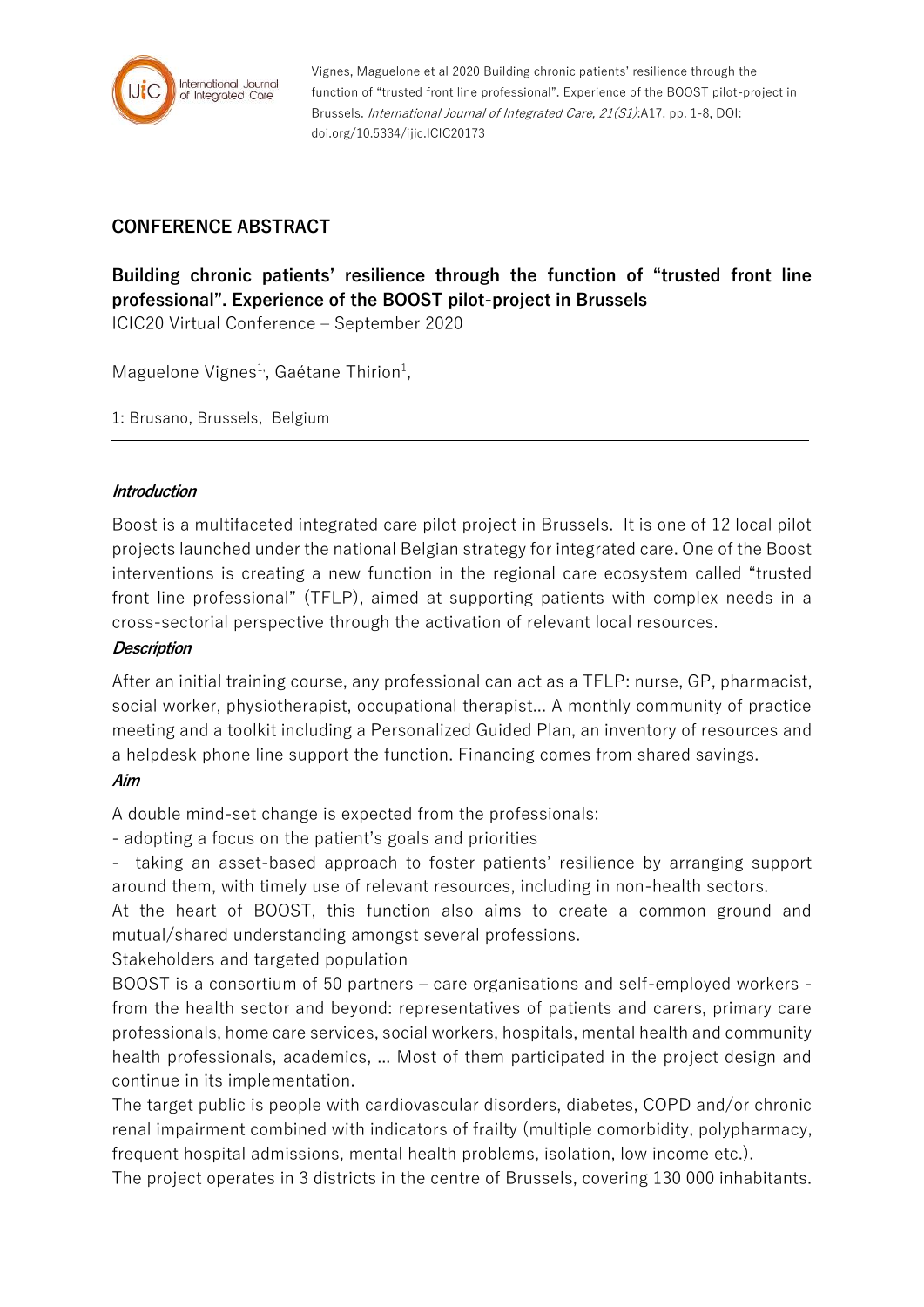Vignes, Maguelone et al 2020 Building chronic patients' resilience through the function of "trusted front line professional". Experience of the BOOST pilot-project in Brussels. *International Journal of Integrated Care, 21(S1)*:A17, pp. 1-8, DOI: doi.org/10.5334/ijic.ICIC20173

## CONFERENCE ABSTRACT

# Building chronic patients' resilience through the function of "trusted front line professional". Experience of the BOOST pilot-project in Brussels

ICIC20 Virtual Conference – September 2020

Maguelone Vignes[1], Gaétane Thirion[1],

1: Brusano, Brussels, Belgium

### *Introduction*

Boost is a multifaceted integrated care pilot project in Brussels. It is one of 12 local pilot projects launched under the national Belgian strategy for integrated care. One of the Boost interventions is creating a new function in the regional care ecosystem called "trusted front line professional" (TFLP), aimed at supporting patients with complex needs in a cross-sectorial perspective through the activation of relevant local resources.

### *Description*

After an initial training course, any professional can act as a TFLP: nurse, GP, pharmacist, social worker, physiotherapist, occupational therapist… A monthly community of practice meeting and a toolkit including a Personalized Guided Plan, an inventory of resources and a helpdesk phone line support the function. Financing comes from shared savings.

### *Aim*

A double mind-set change is expected from the professionals:

- adopting a focus on the patient's goals and priorities
- taking an asset-based approach to foster patients' resilience by arranging support around them, with timely use of relevant resources, including in non-health sectors.

At the heart of BOOST, this function also aims to create a common ground and mutual/shared understanding amongst several professions.

Stakeholders and targeted population

BOOST is a consortium of 50 partners – care organisations and self-employed workers - from the health sector and beyond: representatives of patients and carers, primary care professionals, home care services, social workers, hospitals, mental health and community health professionals, academics, … Most of them participated in the project design and continue in its implementation.

The target public is people with cardiovascular disorders, diabetes, COPD and/or chronic renal impairment combined with indicators of frailty (multiple comorbidity, polypharmacy, frequent hospital admissions, mental health problems, isolation, low income etc.).

The project operates in 3 districts in the centre of Brussels, covering 130 000 inhabitants.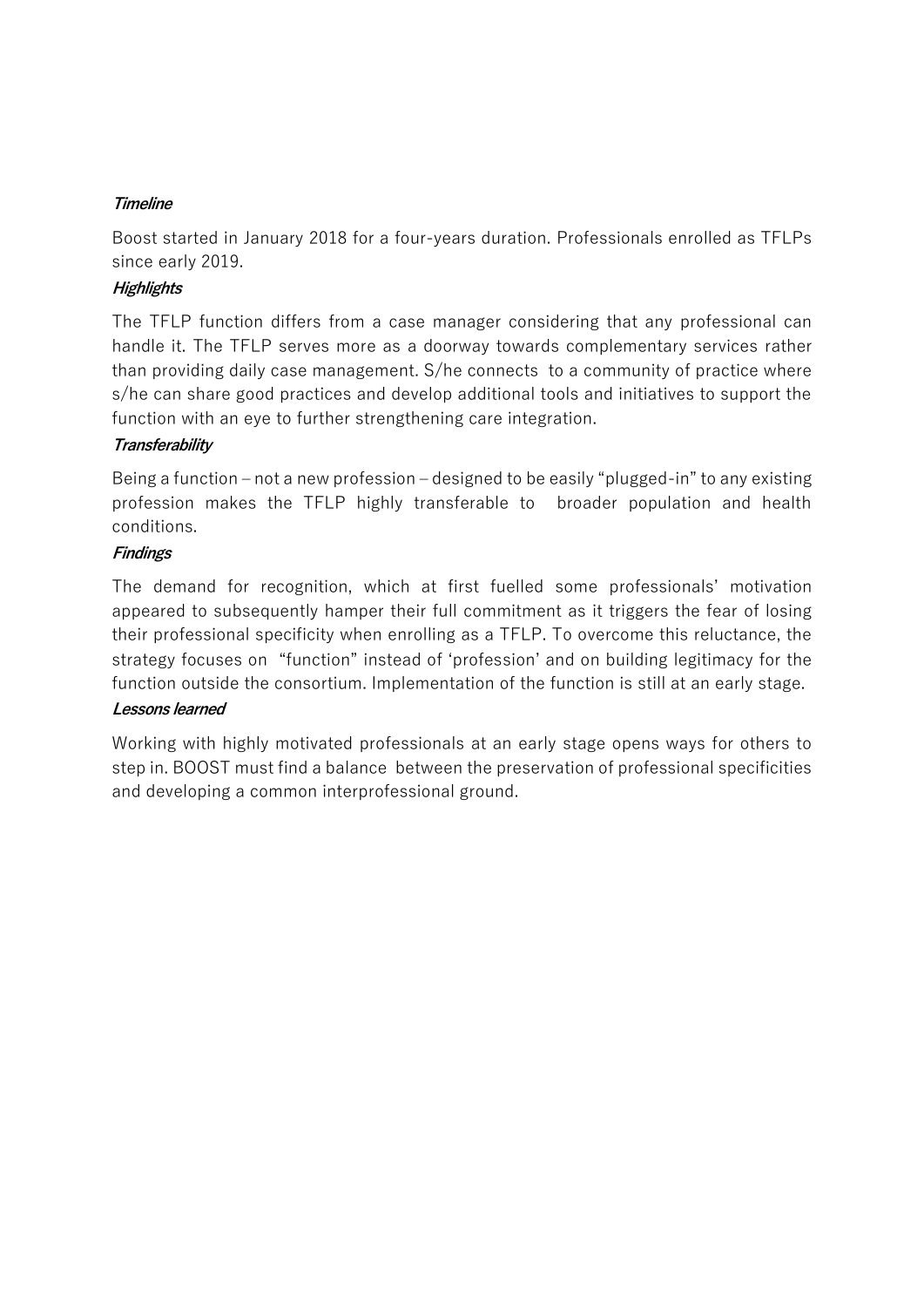***Timeline***

Boost started in January 2018 for a four-years duration. Professionals enrolled as TFLPs since early 2019.

***Highlights***

The TFLP function differs from a case manager considering that any professional can handle it. The TFLP serves more as a doorway towards complementary services rather than providing daily case management. S/he connects to a community of practice where s/he can share good practices and develop additional tools and initiatives to support the function with an eye to further strengthening care integration.

***Transferability***

Being a function – not a new profession – designed to be easily "plugged-in" to any existing profession makes the TFLP highly transferable to broader population and health conditions.

***Findings***

The demand for recognition, which at first fuelled some professionals' motivation appeared to subsequently hamper their full commitment as it triggers the fear of losing their professional specificity when enrolling as a TFLP. To overcome this reluctance, the strategy focuses on "function" instead of 'profession' and on building legitimacy for the function outside the consortium. Implementation of the function is still at an early stage.

***Lessons learned***

Working with highly motivated professionals at an early stage opens ways for others to step in. BOOST must find a balance between the preservation of professional specificities and developing a common interprofessional ground.